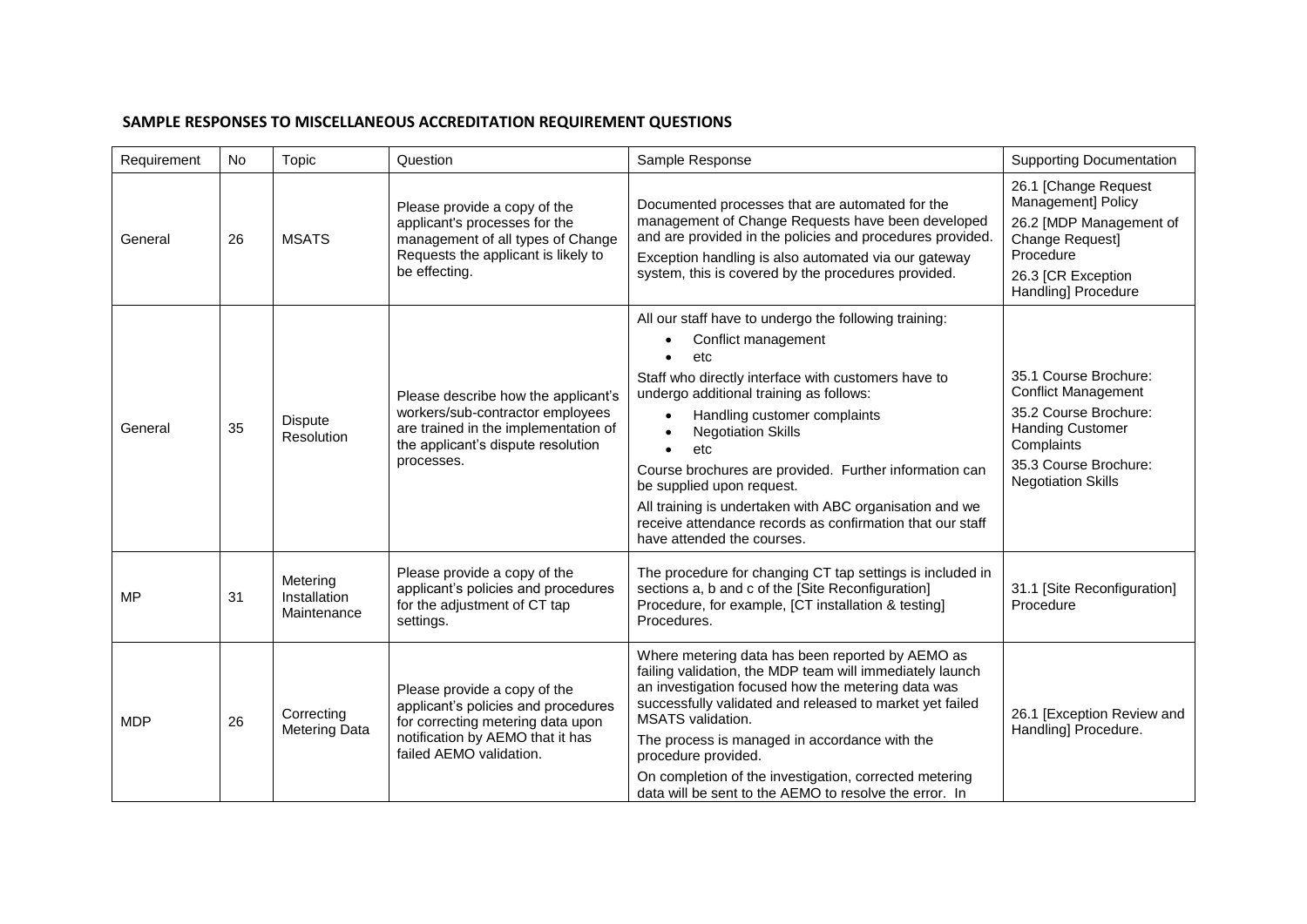## SAMPLE RESPONSES TO MISCELLANEOUS ACCREDITATION REQUIREMENT QUESTIONS

| Requirement | No | Topic | Question | Sample Response | Supporting Documentation |
|---|---|---|---|---|---|
| General | 26 | MSATS | Please provide a copy of the applicant's processes for the management of all types of Change Requests the applicant is likely to be effecting. | Documented processes that are automated for the management of Change Requests have been developed and are provided in the policies and procedures provided.<br>Exception handling is also automated via our gateway system, this is covered by the procedures provided. | 26.1 [Change Request Management] Policy<br>26.2 [MDP Management of Change Request] Procedure<br>26.3 [CR Exception Handling] Procedure |
| General | 35 | Dispute Resolution | Please describe how the applicant's workers/sub-contractor employees are trained in the implementation of the applicant's dispute resolution processes. | All our staff have to undergo the following training:<br>• Conflict management<br>• etc<br>Staff who directly interface with customers have to undergo additional training as follows:<br>• Handling customer complaints<br>• Negotiation Skills<br>• etc<br>Course brochures are provided. Further information can be supplied upon request.<br>All training is undertaken with ABC organisation and we receive attendance records as confirmation that our staff have attended the courses. | 35.1 Course Brochure: Conflict Management<br>35.2 Course Brochure: Handing Customer Complaints<br>35.3 Course Brochure: Negotiation Skills |
| MP | 31 | Metering Installation Maintenance | Please provide a copy of the applicant's policies and procedures for the adjustment of CT tap settings. | The procedure for changing CT tap settings is included in sections a, b and c of the [Site Reconfiguration] Procedure, for example, [CT installation & testing] Procedures. | 31.1 [Site Reconfiguration] Procedure |
| MDP | 26 | Correcting Metering Data | Please provide a copy of the applicant's policies and procedures for correcting metering data upon notification by AEMO that it has failed AEMO validation. | Where metering data has been reported by AEMO as failing validation, the MDP team will immediately launch an investigation focused how the metering data was successfully validated and released to market yet failed MSATS validation.<br>The process is managed in accordance with the procedure provided.<br>On completion of the investigation, corrected metering data will be sent to the AEMO to resolve the error. In | 26.1 [Exception Review and Handling] Procedure. |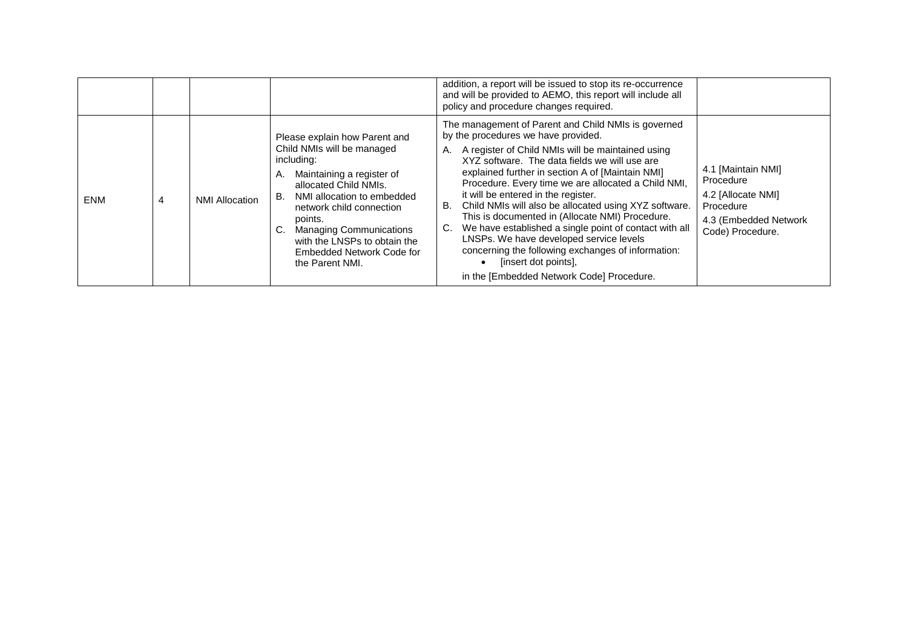| | | | | | |
|---|---|---|---|---|---|
| | | | | addition, a report will be issued to stop its re-occurrence and will be provided to AEMO, this report will include all policy and procedure changes required. | |
| ENM | 4 | NMI Allocation | Please explain how Parent and Child NMIs will be managed including:<br>A. Maintaining a register of allocated Child NMIs.<br>B. NMI allocation to embedded network child connection points.<br>C. Managing Communications with the LNSPs to obtain the Embedded Network Code for the Parent NMI. | The management of Parent and Child NMIs is governed by the procedures we have provided.<br>A. A register of Child NMIs will be maintained using XYZ software. The data fields we will use are explained further in section A of [Maintain NMI] Procedure. Every time we are allocated a Child NMI, it will be entered in the register.<br>B. Child NMIs will also be allocated using XYZ software. This is documented in (Allocate NMI) Procedure.<br>C. We have established a single point of contact with all LNSPs. We have developed service levels concerning the following exchanges of information:<br>• [insert dot points],<br>in the [Embedded Network Code] Procedure. | 4.1 [Maintain NMI] Procedure<br>4.2 [Allocate NMI] Procedure<br>4.3 (Embedded Network Code) Procedure. |